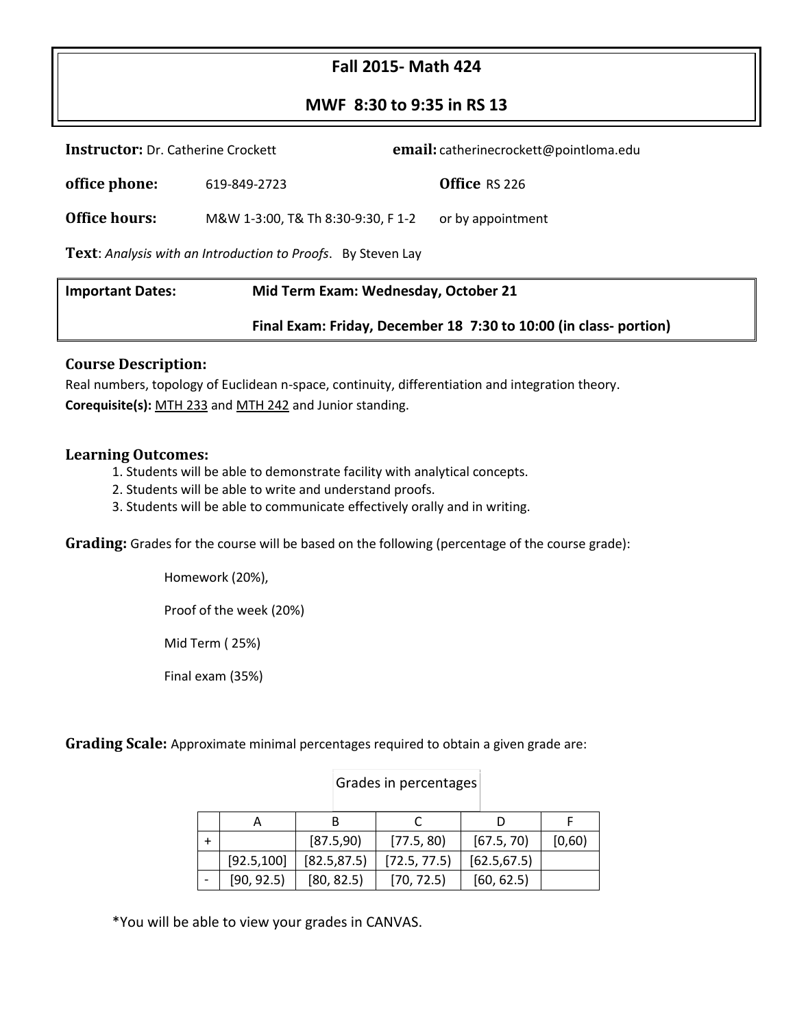# Fall 2015- Math 424

## MWF 8:30 to 9:35 in RS 13

**Instructor:** Dr. Catherine Crockett **email:** catherinecrockett@pointloma.edu

**office phone:** 619-849-2723 **Office** RS 226

**Office hours:** M&W 1-3:00, T& Th 8:30-9:30, F 1-2 or by appointment

**Text**: *Analysis with an Introduction to Proofs*. By Steven Lay

**Important Dates:** **Mid Term Exam: Wednesday, October 21**

**Final Exam: Friday, December 18 7:30 to 10:00 (in class- portion)**

### Course Description:

Real numbers, topology of Euclidean n-space, continuity, differentiation and integration theory.

**Corequisite(s):** MTH 233 and MTH 242 and Junior standing.

### Learning Outcomes:

1. Students will be able to demonstrate facility with analytical concepts.
2. Students will be able to write and understand proofs.
3. Students will be able to communicate effectively orally and in writing.

**Grading:** Grades for the course will be based on the following (percentage of the course grade):

Homework (20%),

Proof of the week (20%)

Mid Term ( 25%)

Final exam (35%)

**Grading Scale:** Approximate minimal percentages required to obtain a given grade are:

Grades in percentages

| | A | B | C | D | F |
|---|---|---|---|---|---|
| + | | [87.5,90) | [77.5, 80) | [67.5, 70) | [0,60) |
| | [92.5,100] | [82.5,87.5) | [72.5, 77.5) | [62.5,67.5) | |
| - | [90, 92.5) | [80, 82.5) | [70, 72.5) | [60, 62.5) | |

*You will be able to view your grades in CANVAS.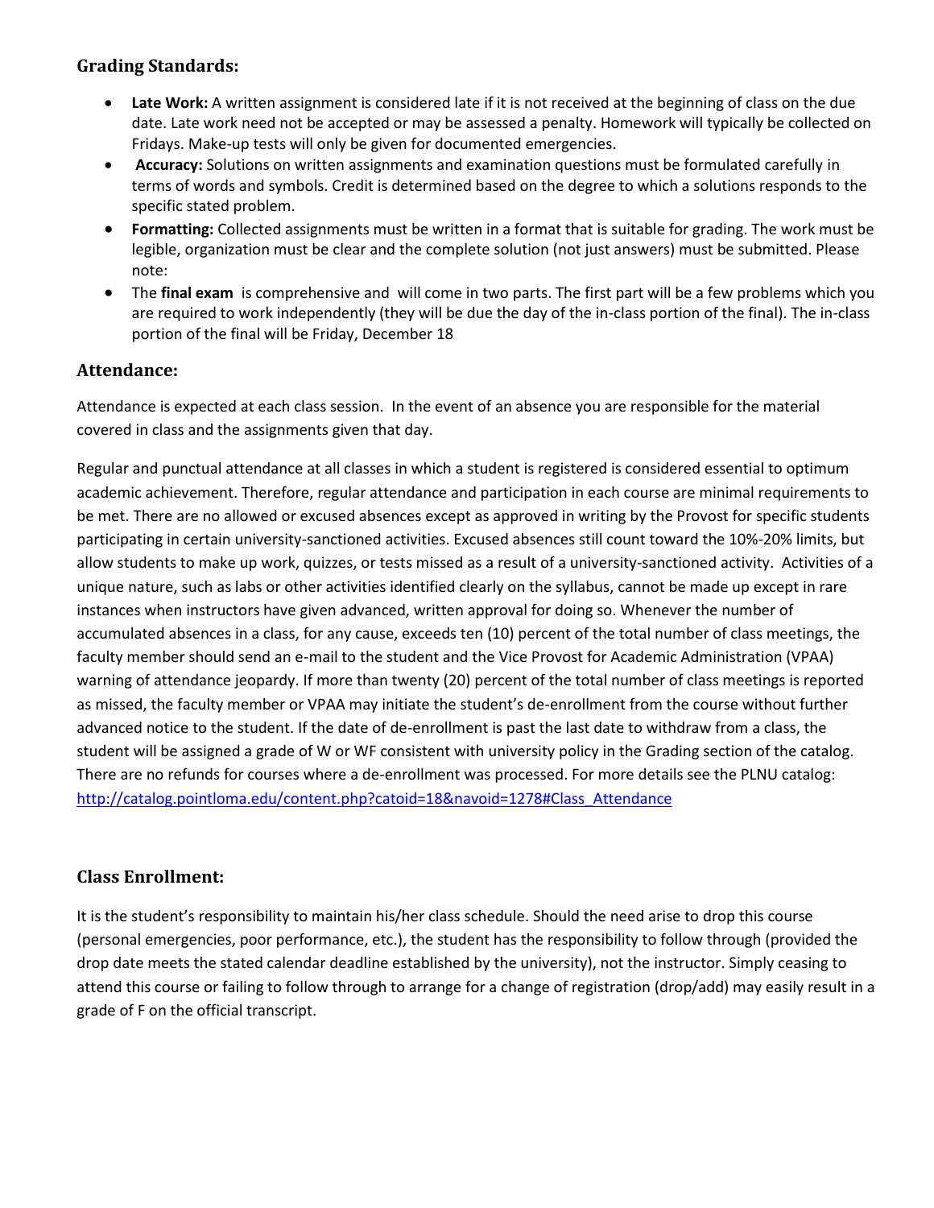## Grading Standards:

- **Late Work:** A written assignment is considered late if it is not received at the beginning of class on the due date. Late work need not be accepted or may be assessed a penalty. Homework will typically be collected on Fridays. Make-up tests will only be given for documented emergencies.
- **Accuracy:** Solutions on written assignments and examination questions must be formulated carefully in terms of words and symbols. Credit is determined based on the degree to which a solutions responds to the specific stated problem.
- **Formatting:** Collected assignments must be written in a format that is suitable for grading. The work must be legible, organization must be clear and the complete solution (not just answers) must be submitted. Please note:
- The **final exam** is comprehensive and will come in two parts. The first part will be a few problems which you are required to work independently (they will be due the day of the in-class portion of the final). The in-class portion of the final will be Friday, December 18

## Attendance:

Attendance is expected at each class session. In the event of an absence you are responsible for the material covered in class and the assignments given that day.

Regular and punctual attendance at all classes in which a student is registered is considered essential to optimum academic achievement. Therefore, regular attendance and participation in each course are minimal requirements to be met. There are no allowed or excused absences except as approved in writing by the Provost for specific students participating in certain university-sanctioned activities. Excused absences still count toward the 10%-20% limits, but allow students to make up work, quizzes, or tests missed as a result of a university-sanctioned activity. Activities of a unique nature, such as labs or other activities identified clearly on the syllabus, cannot be made up except in rare instances when instructors have given advanced, written approval for doing so. Whenever the number of accumulated absences in a class, for any cause, exceeds ten (10) percent of the total number of class meetings, the faculty member should send an e-mail to the student and the Vice Provost for Academic Administration (VPAA) warning of attendance jeopardy. If more than twenty (20) percent of the total number of class meetings is reported as missed, the faculty member or VPAA may initiate the student's de-enrollment from the course without further advanced notice to the student. If the date of de-enrollment is past the last date to withdraw from a class, the student will be assigned a grade of W or WF consistent with university policy in the Grading section of the catalog. There are no refunds for courses where a de-enrollment was processed. For more details see the PLNU catalog: [http://catalog.pointloma.edu/content.php?catoid=18&navoid=1278#Class_Attendance](http://catalog.pointloma.edu/content.php?catoid=18&navoid=1278#Class_Attendance)

## Class Enrollment:

It is the student's responsibility to maintain his/her class schedule. Should the need arise to drop this course (personal emergencies, poor performance, etc.), the student has the responsibility to follow through (provided the drop date meets the stated calendar deadline established by the university), not the instructor. Simply ceasing to attend this course or failing to follow through to arrange for a change of registration (drop/add) may easily result in a grade of F on the official transcript.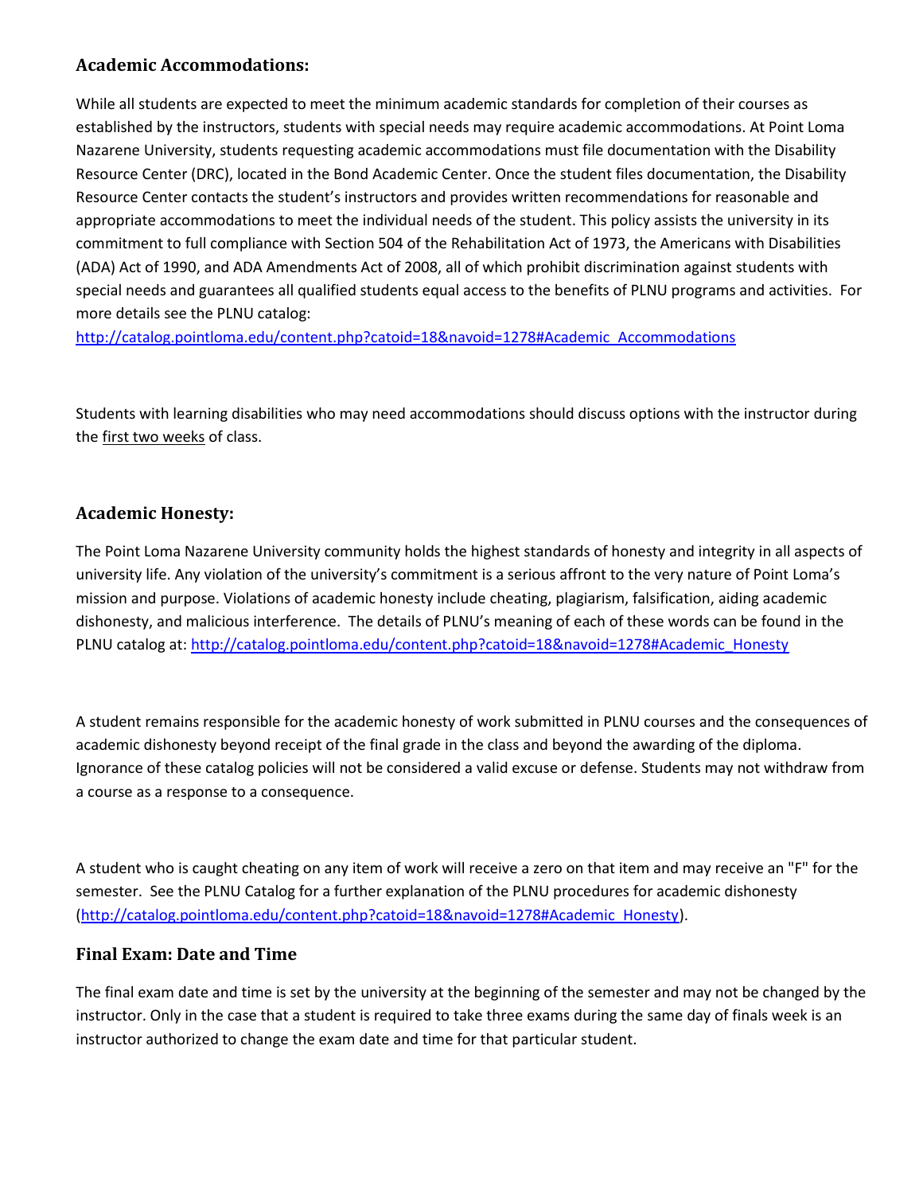### Academic Accommodations:

While all students are expected to meet the minimum academic standards for completion of their courses as established by the instructors, students with special needs may require academic accommodations. At Point Loma Nazarene University, students requesting academic accommodations must file documentation with the Disability Resource Center (DRC), located in the Bond Academic Center. Once the student files documentation, the Disability Resource Center contacts the student's instructors and provides written recommendations for reasonable and appropriate accommodations to meet the individual needs of the student. This policy assists the university in its commitment to full compliance with Section 504 of the Rehabilitation Act of 1973, the Americans with Disabilities (ADA) Act of 1990, and ADA Amendments Act of 2008, all of which prohibit discrimination against students with special needs and guarantees all qualified students equal access to the benefits of PLNU programs and activities. For more details see the PLNU catalog:
[http://catalog.pointloma.edu/content.php?catoid=18&navoid=1278#Academic_Accommodations](http://catalog.pointloma.edu/content.php?catoid=18&navoid=1278#Academic_Accommodations)

Students with learning disabilities who may need accommodations should discuss options with the instructor during the <u>first two weeks</u> of class.

### Academic Honesty:

The Point Loma Nazarene University community holds the highest standards of honesty and integrity in all aspects of university life. Any violation of the university's commitment is a serious affront to the very nature of Point Loma's mission and purpose. Violations of academic honesty include cheating, plagiarism, falsification, aiding academic dishonesty, and malicious interference. The details of PLNU's meaning of each of these words can be found in the PLNU catalog at: [http://catalog.pointloma.edu/content.php?catoid=18&navoid=1278#Academic_Honesty](http://catalog.pointloma.edu/content.php?catoid=18&navoid=1278#Academic_Honesty)

A student remains responsible for the academic honesty of work submitted in PLNU courses and the consequences of academic dishonesty beyond receipt of the final grade in the class and beyond the awarding of the diploma. Ignorance of these catalog policies will not be considered a valid excuse or defense. Students may not withdraw from a course as a response to a consequence.

A student who is caught cheating on any item of work will receive a zero on that item and may receive an "F" for the semester. See the PLNU Catalog for a further explanation of the PLNU procedures for academic dishonesty ([http://catalog.pointloma.edu/content.php?catoid=18&navoid=1278#Academic_Honesty](http://catalog.pointloma.edu/content.php?catoid=18&navoid=1278#Academic_Honesty)).

### Final Exam: Date and Time

The final exam date and time is set by the university at the beginning of the semester and may not be changed by the instructor. Only in the case that a student is required to take three exams during the same day of finals week is an instructor authorized to change the exam date and time for that particular student.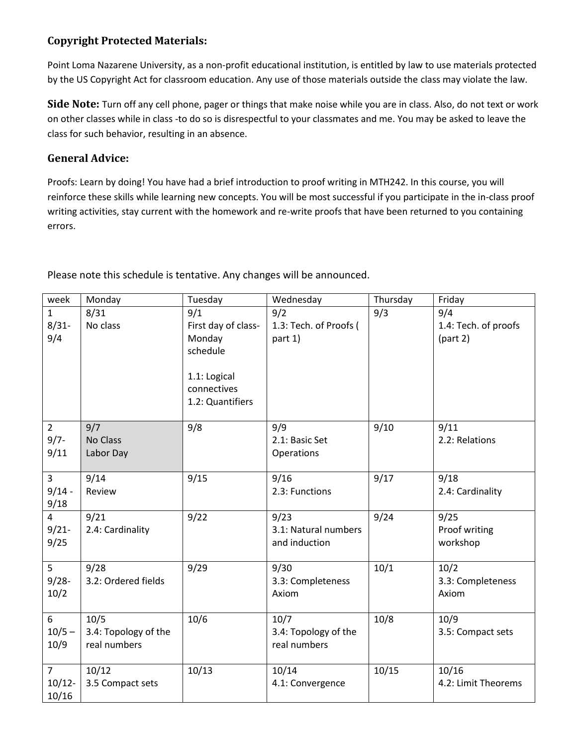### Copyright Protected Materials:

Point Loma Nazarene University, as a non-profit educational institution, is entitled by law to use materials protected by the US Copyright Act for classroom education. Any use of those materials outside the class may violate the law.

**Side Note:** Turn off any cell phone, pager or things that make noise while you are in class. Also, do not text or work on other classes while in class -to do so is disrespectful to your classmates and me. You may be asked to leave the class for such behavior, resulting in an absence.

### General Advice:

Proofs: Learn by doing! You have had a brief introduction to proof writing in MTH242. In this course, you will reinforce these skills while learning new concepts. You will be most successful if you participate in the in-class proof writing activities, stay current with the homework and re-write proofs that have been returned to you containing errors.

Please note this schedule is tentative. Any changes will be announced.

| week | Monday | Tuesday | Wednesday | Thursday | Friday |
|---|---|---|---|---|---|
| 1 8/31-9/4 | 8/31 No class | 9/1 First day of class-Monday schedule<br><br>1.1: Logical connectives<br>1.2: Quantifiers | 9/2 1.3: Tech. of Proofs ( part 1) | 9/3 | 9/4 1.4: Tech. of proofs (part 2) |
| 2 9/7-9/11 | 9/7 No Class Labor Day | 9/8 | 9/9 2.1: Basic Set Operations | 9/10 | 9/11 2.2: Relations |
| 3 9/14 - 9/18 | 9/14 Review | 9/15 | 9/16 2.3: Functions | 9/17 | 9/18 2.4: Cardinality |
| 4 9/21-9/25 | 9/21 2.4: Cardinality | 9/22 | 9/23 3.1: Natural numbers and induction | 9/24 | 9/25 Proof writing workshop |
| 5 9/28-10/2 | 9/28 3.2: Ordered fields | 9/29 | 9/30 3.3: Completeness Axiom | 10/1 | 10/2 3.3: Completeness Axiom |
| 6 10/5 – 10/9 | 10/5 3.4: Topology of the real numbers | 10/6 | 10/7 3.4: Topology of the real numbers | 10/8 | 10/9 3.5: Compact sets |
| 7 10/12-10/16 | 10/12 3.5 Compact sets | 10/13 | 10/14 4.1: Convergence | 10/15 | 10/16 4.2: Limit Theorems |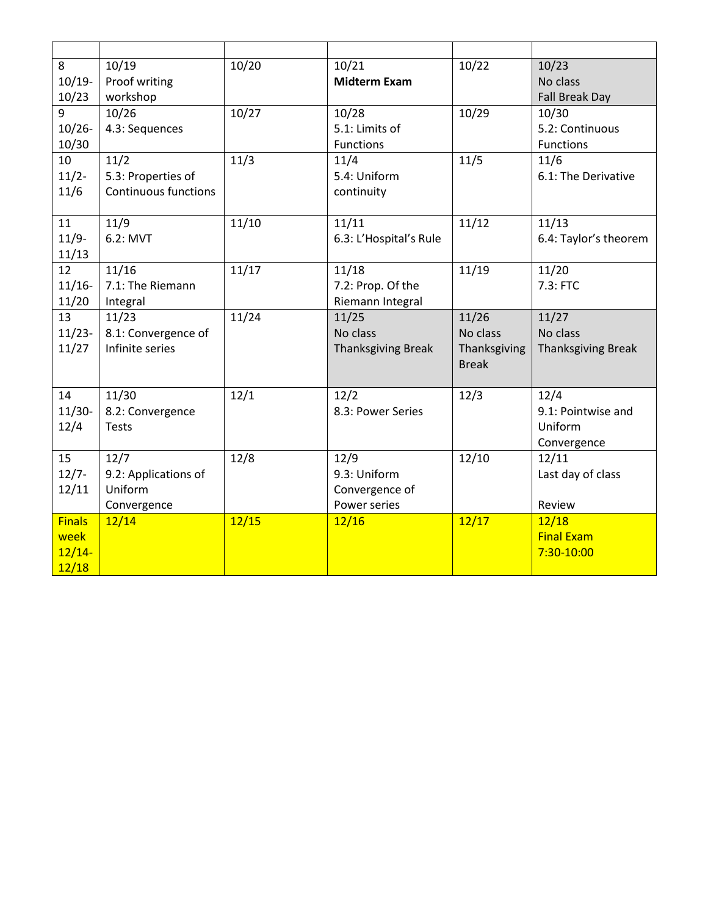| | | | | | |
|---|---|---|---|---|---|
| 8 10/19-10/23 | 10/19 Proof writing workshop | 10/20 | 10/21 **Midterm Exam** | 10/22 | 10/23 No class Fall Break Day |
| 9 10/26-10/30 | 10/26 4.3: Sequences | 10/27 | 10/28 5.1: Limits of Functions | 10/29 | 10/30 5.2: Continuous Functions |
| 10 11/2-11/6 | 11/2 5.3: Properties of Continuous functions | 11/3 | 11/4 5.4: Uniform continuity | 11/5 | 11/6 6.1: The Derivative |
| 11 11/9-11/13 | 11/9 6.2: MVT | 11/10 | 11/11 6.3: L'Hospital's Rule | 11/12 | 11/13 6.4: Taylor's theorem |
| 12 11/16-11/20 | 11/16 7.1: The Riemann Integral | 11/17 | 11/18 7.2: Prop. Of the Riemann Integral | 11/19 | 11/20 7.3: FTC |
| 13 11/23-11/27 | 11/23 8.1: Convergence of Infinite series | 11/24 | 11/25 No class Thanksgiving Break | 11/26 No class Thanksgiving Break | 11/27 No class Thanksgiving Break |
| 14 11/30-12/4 | 11/30 8.2: Convergence Tests | 12/1 | 12/2 8.3: Power Series | 12/3 | 12/4 9.1: Pointwise and Uniform Convergence |
| 15 12/7-12/11 | 12/7 9.2: Applications of Uniform Convergence | 12/8 | 12/9 9.3: Uniform Convergence of Power series | 12/10 | 12/11 Last day of class Review |
| Finals week 12/14-12/18 | 12/14 | 12/15 | 12/16 | 12/17 | 12/18 Final Exam 7:30-10:00 |